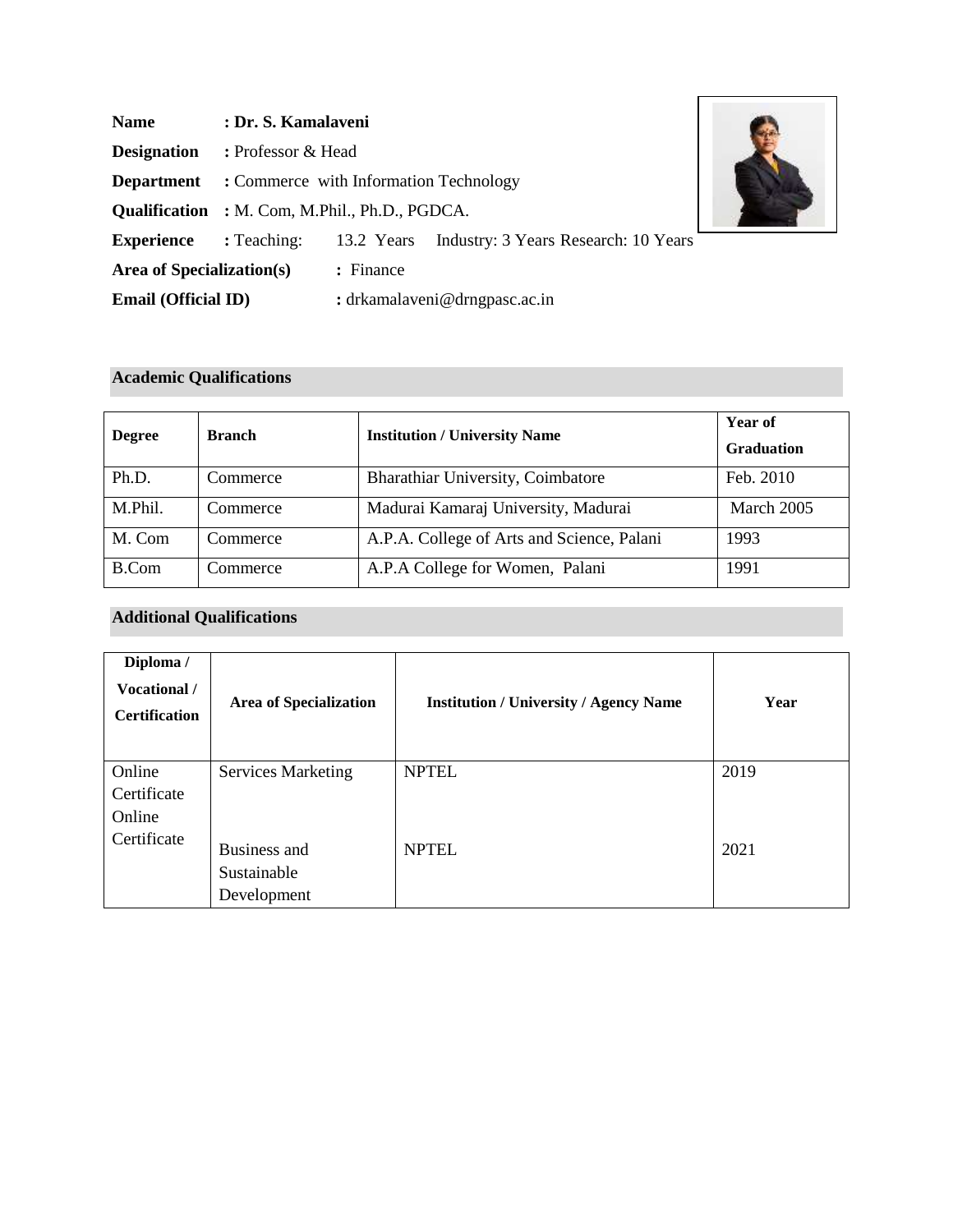**Name** : **Dr. S. Kamalaveni**

**Designation** : Professor & Head

**Department** : Commerce with Information Technology

**Qualification** : M. Com, M.Phil., Ph.D., PGDCA.

**Experience** : Teaching: 13.2 Years Industry: 3 Years Research: 10 Years

**Area of Specialization(s)** : Finance

**Email (Official ID)** : drkamalaveni@drngpasc.ac.in

## Academic Qualifications

| **Degree** | **Branch** | **Institution / University Name** | **Year of Graduation** |
|---|---|---|---|
| Ph.D. | Commerce | Bharathiar University, Coimbatore | Feb. 2010 |
| M.Phil. | Commerce | Madurai Kamaraj University, Madurai | March 2005 |
| M. Com | Commerce | A.P.A. College of Arts and Science, Palani | 1993 |
| B.Com | Commerce | A.P.A College for Women, Palani | 1991 |

## Additional Qualifications

| **Diploma / Vocational / Certification** | **Area of Specialization** | **Institution / University / Agency Name** | **Year** |
|---|---|---|---|
| Online Certificate | Services Marketing | NPTEL | 2019 |
| Online Certificate | Business and Sustainable Development | NPTEL | 2021 |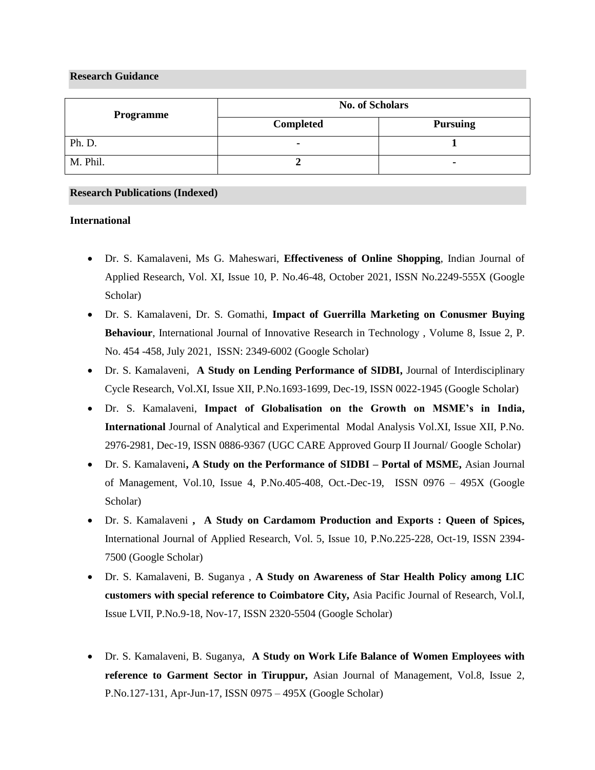## Research Guidance

| Programme | No. of Scholars | |
|---|---|---|
| | **Completed** | **Pursuing** |
| Ph. D. | - | 1 |
| M. Phil. | 2 | - |

## Research Publications (Indexed)

**International**

- Dr. S. Kamalaveni, Ms G. Maheswari, **Effectiveness of Online Shopping**, Indian Journal of Applied Research, Vol. XI, Issue 10, P. No.46-48, October 2021, ISSN No.2249-555X (Google Scholar)
- Dr. S. Kamalaveni, Dr. S. Gomathi, **Impact of Guerrilla Marketing on Conusmer Buying Behaviour**, International Journal of Innovative Research in Technology , Volume 8, Issue 2, P. No. 454 -458, July 2021, ISSN: 2349-6002 (Google Scholar)
- Dr. S. Kamalaveni, **A Study on Lending Performance of SIDBI,** Journal of Interdisciplinary Cycle Research, Vol.XI, Issue XII, P.No.1693-1699, Dec-19, ISSN 0022-1945 (Google Scholar)
- Dr. S. Kamalaveni, **Impact of Globalisation on the Growth on MSME's in India, International** Journal of Analytical and Experimental Modal Analysis Vol.XI, Issue XII, P.No. 2976-2981, Dec-19, ISSN 0886-9367 (UGC CARE Approved Gourp II Journal/ Google Scholar)
- Dr. S. Kamalaveni**, A Study on the Performance of SIDBI – Portal of MSME,** Asian Journal of Management, Vol.10, Issue 4, P.No.405-408, Oct.-Dec-19, ISSN 0976 – 495X (Google Scholar)
- Dr. S. Kamalaveni **, A Study on Cardamom Production and Exports : Queen of Spices,** International Journal of Applied Research, Vol. 5, Issue 10, P.No.225-228, Oct-19, ISSN 2394-7500 (Google Scholar)
- Dr. S. Kamalaveni, B. Suganya , **A Study on Awareness of Star Health Policy among LIC customers with special reference to Coimbatore City,** Asia Pacific Journal of Research, Vol.I, Issue LVII, P.No.9-18, Nov-17, ISSN 2320-5504 (Google Scholar)
- Dr. S. Kamalaveni, B. Suganya, **A Study on Work Life Balance of Women Employees with reference to Garment Sector in Tiruppur,** Asian Journal of Management, Vol.8, Issue 2, P.No.127-131, Apr-Jun-17, ISSN 0975 – 495X (Google Scholar)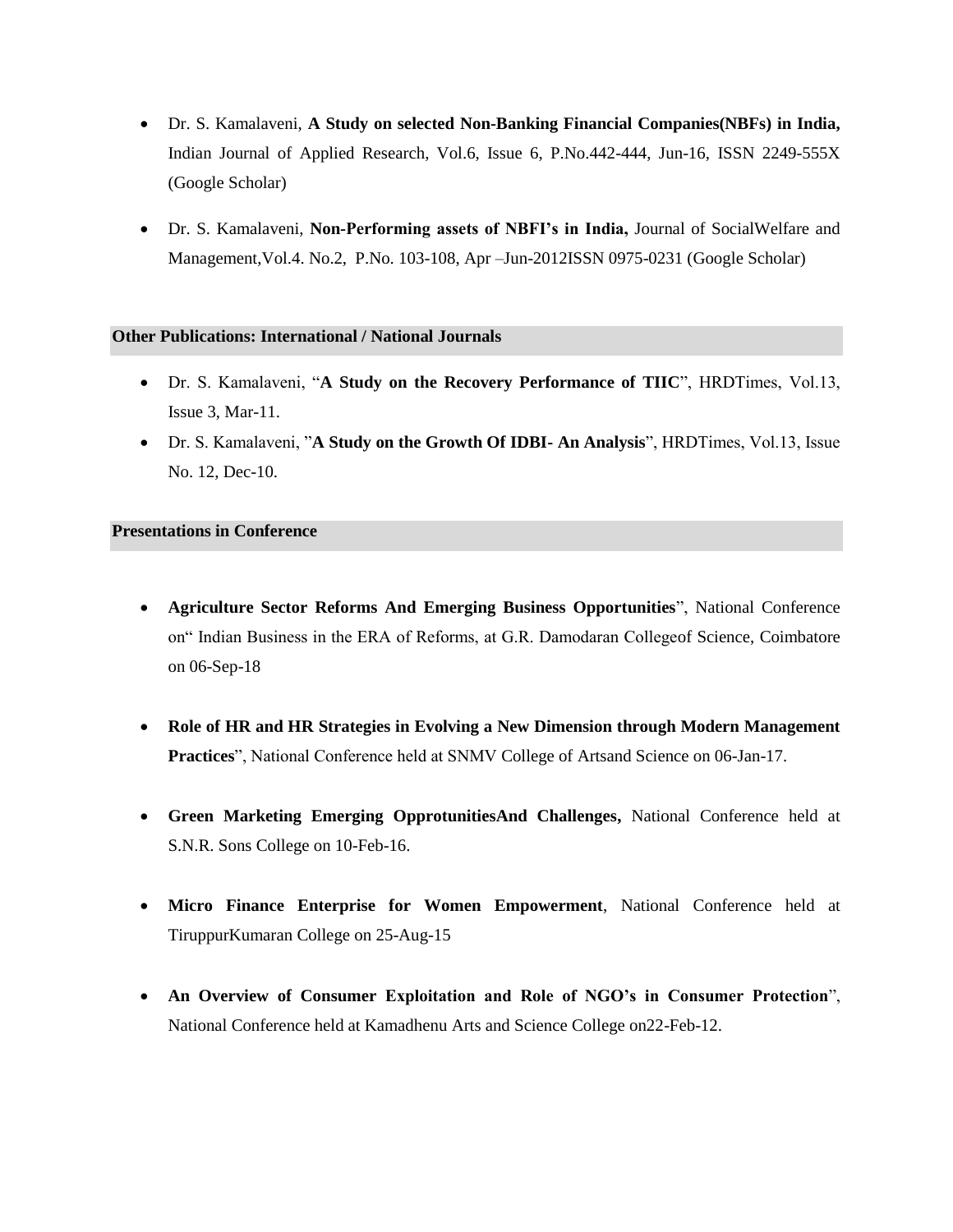- Dr. S. Kamalaveni, **A Study on selected Non-Banking Financial Companies(NBFs) in India,** Indian Journal of Applied Research, Vol.6, Issue 6, P.No.442-444, Jun-16, ISSN 2249-555X (Google Scholar)

- Dr. S. Kamalaveni, **Non-Performing assets of NBFI's in India,** Journal of SocialWelfare and Management,Vol.4. No.2, P.No. 103-108, Apr –Jun-2012ISSN 0975-0231 (Google Scholar)

## Other Publications: International / National Journals

- Dr. S. Kamalaveni, "**A Study on the Recovery Performance of TIIC**", HRDTimes, Vol.13, Issue 3, Mar-11.
- Dr. S. Kamalaveni, "**A Study on the Growth Of IDBI- An Analysis**", HRDTimes, Vol.13, Issue No. 12, Dec-10.

## Presentations in Conference

- **Agriculture Sector Reforms And Emerging Business Opportunities**", National Conference on" Indian Business in the ERA of Reforms, at G.R. Damodaran Collegeof Science, Coimbatore on 06-Sep-18

- **Role of HR and HR Strategies in Evolving a New Dimension through Modern Management Practices**", National Conference held at SNMV College of Artsand Science on 06-Jan-17.

- **Green Marketing Emerging OpprotunitiesAnd Challenges,** National Conference held at S.N.R. Sons College on 10-Feb-16.

- **Micro Finance Enterprise for Women Empowerment**, National Conference held at TiruppurKumaran College on 25-Aug-15

- **An Overview of Consumer Exploitation and Role of NGO's in Consumer Protection**", National Conference held at Kamadhenu Arts and Science College on22-Feb-12.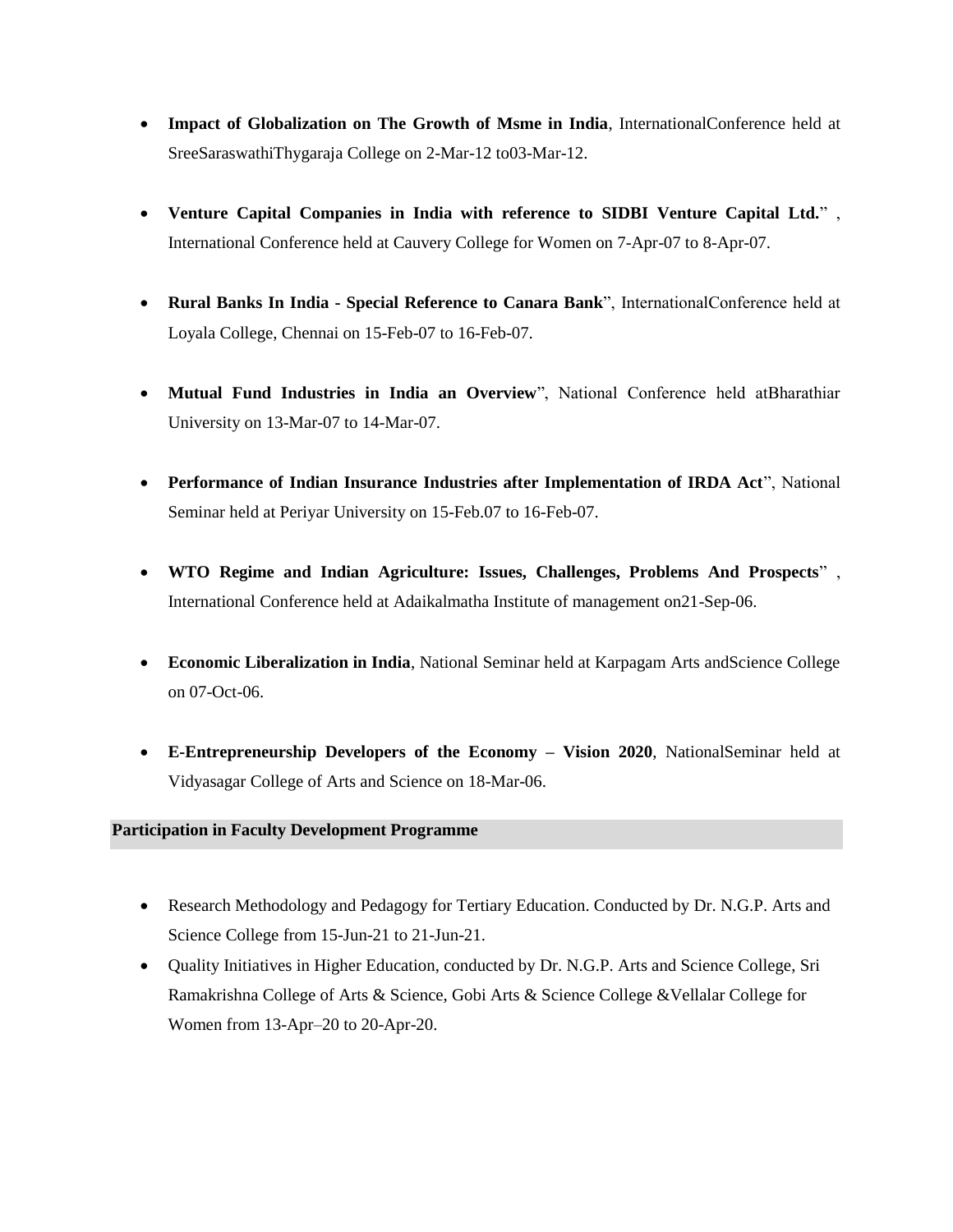- **Impact of Globalization on The Growth of Msme in India**, InternationalConference held at SreeSaraswathiThygaraja College on 2-Mar-12 to03-Mar-12.

- **Venture Capital Companies in India with reference to SIDBI Venture Capital Ltd.**" , International Conference held at Cauvery College for Women on 7-Apr-07 to 8-Apr-07.

- **Rural Banks In India - Special Reference to Canara Bank**", InternationalConference held at Loyala College, Chennai on 15-Feb-07 to 16-Feb-07.

- **Mutual Fund Industries in India an Overview**", National Conference held atBharathiar University on 13-Mar-07 to 14-Mar-07.

- **Performance of Indian Insurance Industries after Implementation of IRDA Act**", National Seminar held at Periyar University on 15-Feb.07 to 16-Feb-07.

- **WTO Regime and Indian Agriculture: Issues, Challenges, Problems And Prospects**" , International Conference held at Adaikalmatha Institute of management on21-Sep-06.

- **Economic Liberalization in India**, National Seminar held at Karpagam Arts andScience College on 07-Oct-06.

- **E-Entrepreneurship Developers of the Economy – Vision 2020**, NationalSeminar held at Vidyasagar College of Arts and Science on 18-Mar-06.

**Participation in Faculty Development Programme**

- Research Methodology and Pedagogy for Tertiary Education. Conducted by Dr. N.G.P. Arts and Science College from 15-Jun-21 to 21-Jun-21.
- Quality Initiatives in Higher Education, conducted by Dr. N.G.P. Arts and Science College, Sri Ramakrishna College of Arts & Science, Gobi Arts & Science College &Vellalar College for Women from 13-Apr–20 to 20-Apr-20.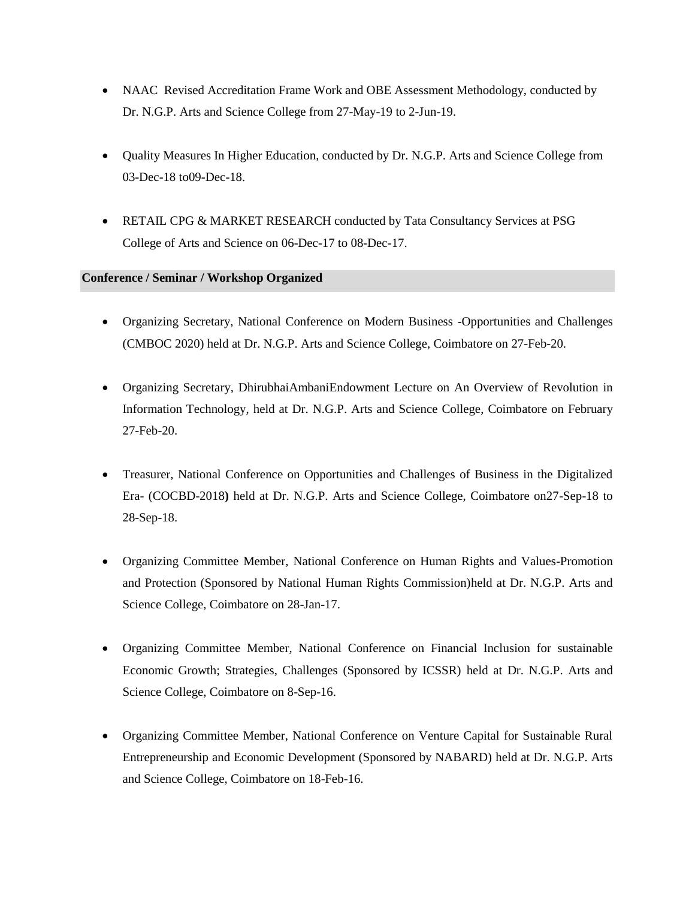- NAAC Revised Accreditation Frame Work and OBE Assessment Methodology, conducted by Dr. N.G.P. Arts and Science College from 27-May-19 to 2-Jun-19.

- Quality Measures In Higher Education, conducted by Dr. N.G.P. Arts and Science College from 03-Dec-18 to09-Dec-18.

- RETAIL CPG & MARKET RESEARCH conducted by Tata Consultancy Services at PSG College of Arts and Science on 06-Dec-17 to 08-Dec-17.

**Conference / Seminar / Workshop Organized**

- Organizing Secretary, National Conference on Modern Business -Opportunities and Challenges (CMBOC 2020) held at Dr. N.G.P. Arts and Science College, Coimbatore on 27-Feb-20.

- Organizing Secretary, DhirubhaiAmbaniEndowment Lecture on An Overview of Revolution in Information Technology, held at Dr. N.G.P. Arts and Science College, Coimbatore on February 27-Feb-20.

- Treasurer, National Conference on Opportunities and Challenges of Business in the Digitalized Era- (COCBD-2018**)** held at Dr. N.G.P. Arts and Science College, Coimbatore on27-Sep-18 to 28-Sep-18.

- Organizing Committee Member, National Conference on Human Rights and Values-Promotion and Protection (Sponsored by National Human Rights Commission)held at Dr. N.G.P. Arts and Science College, Coimbatore on 28-Jan-17.

- Organizing Committee Member, National Conference on Financial Inclusion for sustainable Economic Growth; Strategies, Challenges (Sponsored by ICSSR) held at Dr. N.G.P. Arts and Science College, Coimbatore on 8-Sep-16.

- Organizing Committee Member, National Conference on Venture Capital for Sustainable Rural Entrepreneurship and Economic Development (Sponsored by NABARD) held at Dr. N.G.P. Arts and Science College, Coimbatore on 18-Feb-16.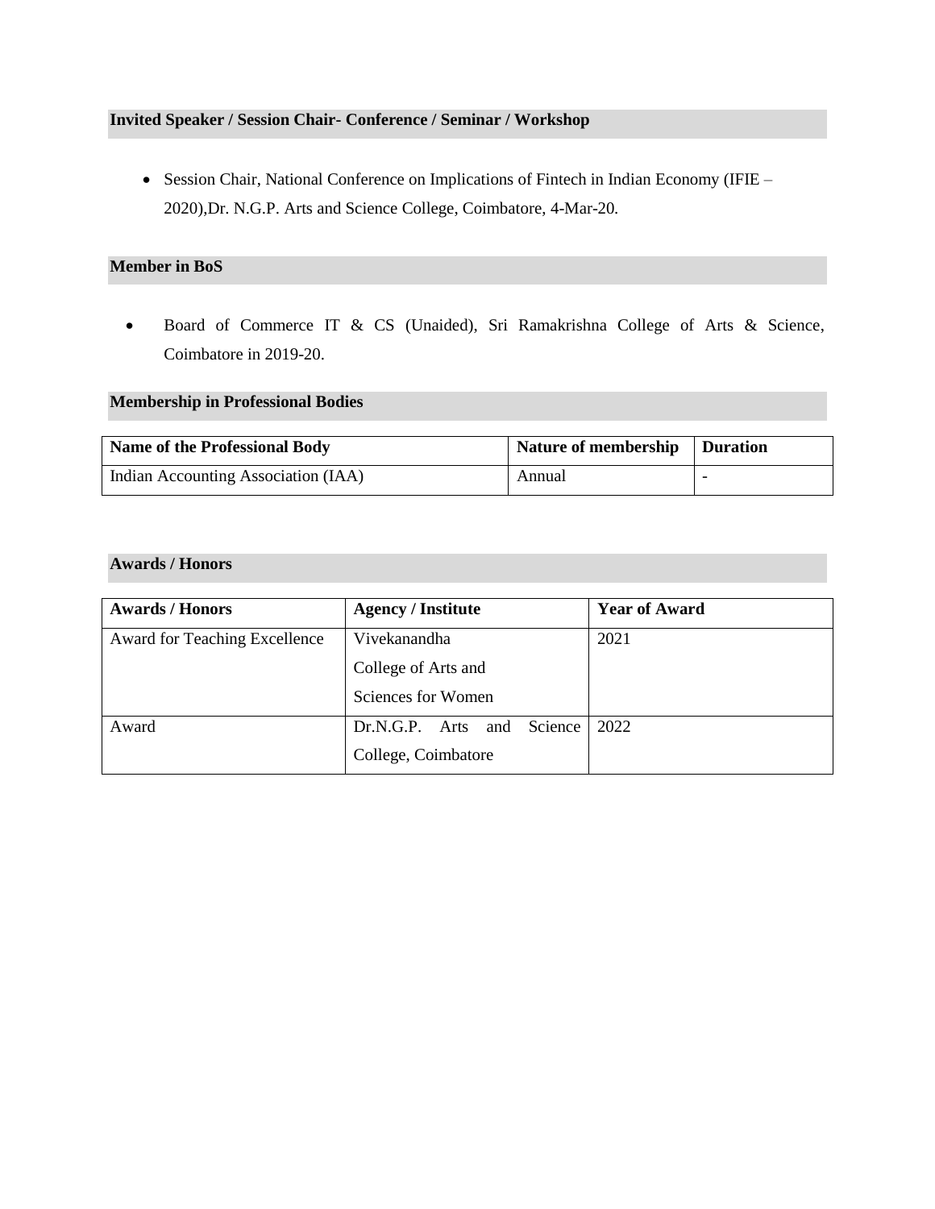## Invited Speaker / Session Chair- Conference / Seminar / Workshop

- Session Chair, National Conference on Implications of Fintech in Indian Economy (IFIE – 2020),Dr. N.G.P. Arts and Science College, Coimbatore, 4-Mar-20.

## Member in BoS

- Board of Commerce IT & CS (Unaided), Sri Ramakrishna College of Arts & Science, Coimbatore in 2019-20.

## Membership in Professional Bodies

| Name of the Professional Body | Nature of membership | Duration |
|---|---|---|
| Indian Accounting Association (IAA) | Annual | - |

## Awards / Honors

| Awards / Honors | Agency / Institute | Year of Award |
|---|---|---|
| Award for Teaching Excellence | Vivekanandha College of Arts and Sciences for Women | 2021 |
| Award | Dr.N.G.P. Arts and Science College, Coimbatore | 2022 |